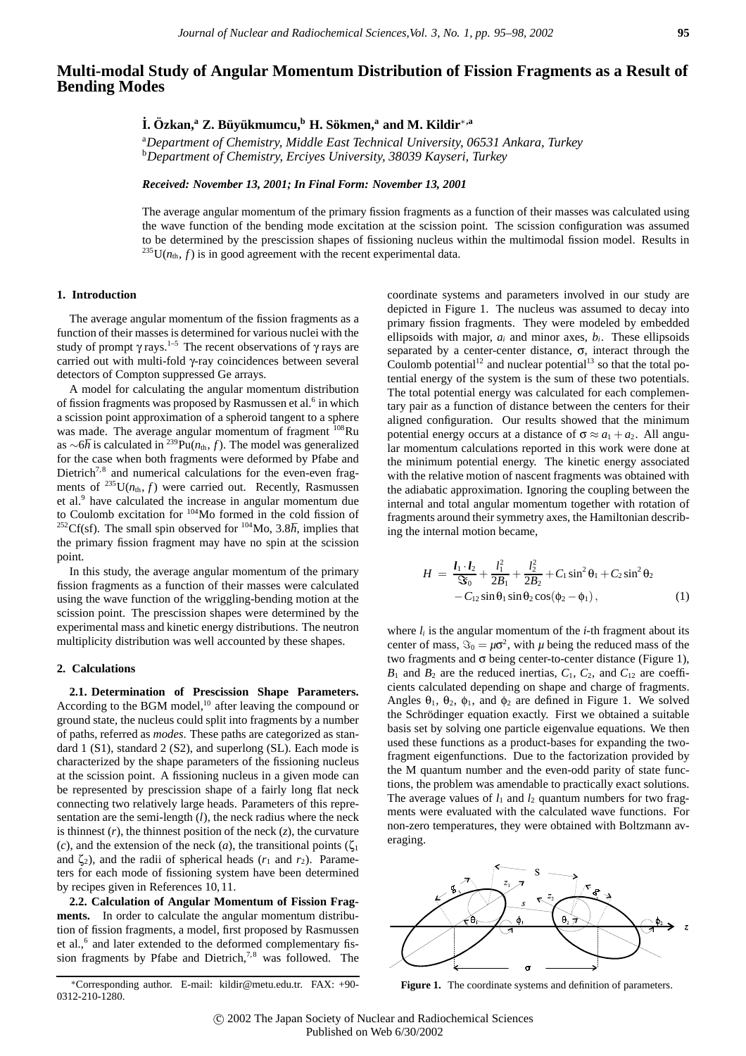# Multi-modal Study of Angular Momentum Distribution of Fission Fragments as a Result of Bending Modes

**İ. Özkan,[a] Z. Büyükmumcu,[b] H. Sökmen,[a] and M. Kildir[*,a]**

[a]*Department of Chemistry, Middle East Technical University, 06531 Ankara, Turkey*
[b]*Department of Chemistry, Erciyes University, 38039 Kayseri, Turkey*

***Received: November 13, 2001; In Final Form: November 13, 2001***

The average angular momentum of the primary fission fragments as a function of their masses was calculated using the wave function of the bending mode excitation at the scission point. The scission configuration was assumed to be determined by the prescission shapes of fissioning nucleus within the multimodal fission model. Results in $^{235}$U($n_{\rm th}$, $f$) is in good agreement with the recent experimental data.

## 1. Introduction

The average angular momentum of the fission fragments as a function of their masses is determined for various nuclei with the study of prompt γ rays.[1–5] The recent observations of γ rays are carried out with multi-fold γ-ray coincidences between several detectors of Compton suppressed Ge arrays.

A model for calculating the angular momentum distribution of fission fragments was proposed by Rasmussen et al.[6] in which a scission point approximation of a spheroid tangent to a sphere was made. The average angular momentum of fragment $^{108}$Ru as $\sim 6\hbar$ is calculated in $^{239}$Pu($n_{\rm th}$, $f$). The model was generalized for the case when both fragments were deformed by Pfabe and Dietrich[7,8] and numerical calculations for the even-even fragments of $^{235}$U($n_{\rm th}$, $f$) were carried out. Recently, Rasmussen et al.[9] have calculated the increase in angular momentum due to Coulomb excitation for $^{104}$Mo formed in the cold fission of $^{252}$Cf(sf). The small spin observed for $^{104}$Mo, $3.8\hbar$, implies that the primary fission fragment may have no spin at the scission point.

In this study, the average angular momentum of the primary fission fragments as a function of their masses were calculated using the wave function of the wriggling-bending motion at the scission point. The prescission shapes were determined by the experimental mass and kinetic energy distributions. The neutron multiplicity distribution was well accounted by these shapes.

## 2. Calculations

**2.1. Determination of Prescission Shape Parameters.** According to the BGM model,[10] after leaving the compound or ground state, the nucleus could split into fragments by a number of paths, referred as *modes*. These paths are categorized as standard 1 (S1), standard 2 (S2), and superlong (SL). Each mode is characterized by the shape parameters of the fissioning nucleus at the scission point. A fissioning nucleus in a given mode can be represented by prescission shape of a fairly long flat neck connecting two relatively large heads. Parameters of this representation are the semi-length ($l$), the neck radius where the neck is thinnest ($r$), the thinnest position of the neck ($z$), the curvature ($c$), and the extension of the neck ($a$), the transitional points ($\zeta_1$ and $\zeta_2$), and the radii of spherical heads ($r_1$ and $r_2$). Parameters for each mode of fissioning system have been determined by recipes given in References 10, 11.

**2.2. Calculation of Angular Momentum of Fission Fragments.** In order to calculate the angular momentum distribution of fission fragments, a model, first proposed by Rasmussen et al.,[6] and later extended to the deformed complementary fission fragments by Pfabe and Dietrich,[7,8] was followed. The coordinate systems and parameters involved in our study are depicted in Figure 1. The nucleus was assumed to decay into primary fission fragments. They were modeled by embedded ellipsoids with major, $a_i$ and minor axes, $b_i$. These ellipsoids separated by a center-center distance, σ, interact through the Coulomb potential[12] and nuclear potential[13] so that the total potential energy of the system is the sum of these two potentials. The total potential energy was calculated for each complementary pair as a function of distance between the centers for their aligned configuration. Our results showed that the minimum potential energy occurs at a distance of $\sigma \approx a_1 + a_2$. All angular momentum calculations reported in this work were done at the minimum potential energy. The kinetic energy associated with the relative motion of nascent fragments was obtained with the adiabatic approximation. Ignoring the coupling between the internal and total angular momentum together with rotation of fragments around their symmetry axes, the Hamiltonian describing the internal motion became,

$$
\begin{aligned}
H = \; & \frac{\boldsymbol{l}_1 \cdot \boldsymbol{l}_2}{\Im_0} + \frac{l_1^2}{2B_1} + \frac{l_2^2}{2B_2} + C_1 \sin^2\theta_1 + C_2 \sin^2\theta_2 \\
& - C_{12} \sin\theta_1 \sin\theta_2 \cos(\phi_2 - \phi_1), \qquad (1)
\end{aligned}
$$

where $l_i$ is the angular momentum of the $i$-th fragment about its center of mass, $\Im_0 = \mu\sigma^2$, with $\mu$ being the reduced mass of the two fragments and σ being center-to-center distance (Figure 1), $B_1$ and $B_2$ are the reduced inertias, $C_1$, $C_2$, and $C_{12}$ are coefficients calculated depending on shape and charge of fragments. Angles $\theta_1$, $\theta_2$, $\phi_1$, and $\phi_2$ are defined in Figure 1. We solved the Schrödinger equation exactly. First we obtained a suitable basis set by solving one particle eigenvalue equations. We then used these functions as a product-bases for expanding the two-fragment eigenfunctions. Due to the factorization provided by the M quantum number and the even-odd parity of state functions, the problem was amendable to practically exact solutions. The average values of $l_1$ and $l_2$ quantum numbers for two fragments were evaluated with the calculated wave functions. For non-zero temperatures, they were obtained with Boltzmann averaging.

**Figure 1.** The coordinate systems and definition of parameters.

*Corresponding author. E-mail: kildir@metu.edu.tr. FAX: +90-0312-210-1280.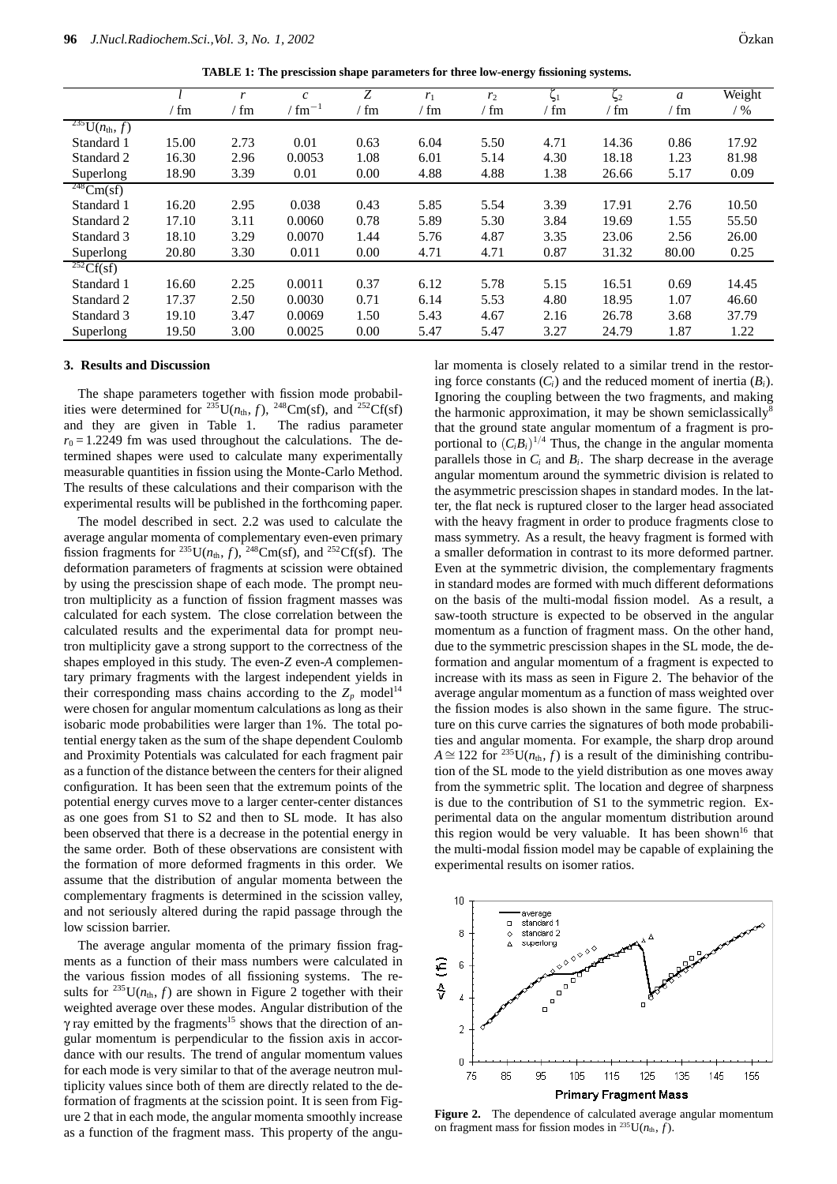**TABLE 1: The prescission shape parameters for three low-energy fissioning systems.**

| | $l$ / fm | $r$ / fm | $c$ / $\text{fm}^{-1}$ | $Z$ / fm | $r_1$ / fm | $r_2$ / fm | $\zeta_1$ / fm | $\zeta_2$ / fm | $a$ / fm | Weight / % |
|---|---|---|---|---|---|---|---|---|---|---|
| $^{235}$U($n_{th}$, $f$) | | | | | | | | | | |
| Standard 1 | 15.00 | 2.73 | 0.01 | 0.63 | 6.04 | 5.50 | 4.71 | 14.36 | 0.86 | 17.92 |
| Standard 2 | 16.30 | 2.96 | 0.0053 | 1.08 | 6.01 | 5.14 | 4.30 | 18.18 | 1.23 | 81.98 |
| Superlong | 18.90 | 3.39 | 0.01 | 0.00 | 4.88 | 4.88 | 1.38 | 26.66 | 5.17 | 0.09 |
| $^{248}$Cm(sf) | | | | | | | | | | |
| Standard 1 | 16.20 | 2.95 | 0.038 | 0.43 | 5.85 | 5.54 | 3.39 | 17.91 | 2.76 | 10.50 |
| Standard 2 | 17.10 | 3.11 | 0.0060 | 0.78 | 5.89 | 5.30 | 3.84 | 19.69 | 1.55 | 55.50 |
| Standard 3 | 18.10 | 3.29 | 0.0070 | 1.44 | 5.76 | 4.87 | 3.35 | 23.06 | 2.56 | 26.00 |
| Superlong | 20.80 | 3.30 | 0.011 | 0.00 | 4.71 | 4.71 | 0.87 | 31.32 | 80.00 | 0.25 |
| $^{252}$Cf(sf) | | | | | | | | | | |
| Standard 1 | 16.60 | 2.25 | 0.0011 | 0.37 | 6.12 | 5.78 | 5.15 | 16.51 | 0.69 | 14.45 |
| Standard 2 | 17.37 | 2.50 | 0.0030 | 0.71 | 6.14 | 5.53 | 4.80 | 18.95 | 1.07 | 46.60 |
| Standard 3 | 19.10 | 3.47 | 0.0069 | 1.50 | 5.43 | 4.67 | 2.16 | 26.78 | 3.68 | 37.79 |
| Superlong | 19.50 | 3.00 | 0.0025 | 0.00 | 5.47 | 5.47 | 3.27 | 24.79 | 1.87 | 1.22 |

## 3. Results and Discussion

The shape parameters together with fission mode probabilities were determined for $^{235}$U($n_{th}$, $f$), $^{248}$Cm(sf), and $^{252}$Cf(sf) and they are given in Table 1. The radius parameter $r_0 = 1.2249$ fm was used throughout the calculations. The determined shapes were used to calculate many experimentally measurable quantities in fission using the Monte-Carlo Method. The results of these calculations and their comparison with the experimental results will be published in the forthcoming paper.

The model described in sect. 2.2 was used to calculate the average angular momenta of complementary even-even primary fission fragments for $^{235}$U($n_{th}$, $f$), $^{248}$Cm(sf), and $^{252}$Cf(sf). The deformation parameters of fragments at scission were obtained by using the prescission shape of each mode. The prompt neutron multiplicity as a function of fission fragment masses was calculated for each system. The close correlation between the calculated results and the experimental data for prompt neutron multiplicity gave a strong support to the correctness of the shapes employed in this study. The even-$Z$ even-$A$ complementary primary fragments with the largest independent yields in their corresponding mass chains according to the $Z_p$ model[14] were chosen for angular momentum calculations as long as their isobaric mode probabilities were larger than 1%. The total potential energy taken as the sum of the shape dependent Coulomb and Proximity Potentials was calculated for each fragment pair as a function of the distance between the centers for their aligned configuration. It has been seen that the extremum points of the potential energy curves move to a larger center-center distances as one goes from S1 to S2 and then to SL mode. It has also been observed that there is a decrease in the potential energy in the same order. Both of these observations are consistent with the formation of more deformed fragments in this order. We assume that the distribution of angular momenta between the complementary fragments is determined in the scission valley, and not seriously altered during the rapid passage through the low scission barrier.

The average angular momenta of the primary fission fragments as a function of their mass numbers were calculated in the various fission modes of all fissioning systems. The results for $^{235}$U($n_{th}$, $f$) are shown in Figure 2 together with their weighted average over these modes. Angular distribution of the $\gamma$ ray emitted by the fragments[15] shows that the direction of angular momentum is perpendicular to the fission axis in accordance with our results. The trend of angular momentum values for each mode is very similar to that of the average neutron multiplicity values since both of them are directly related to the deformation of fragments at the scission point. It is seen from Figure 2 that in each mode, the angular momenta smoothly increase as a function of the fragment mass. This property of the angular momenta is closely related to a similar trend in the restoring force constants ($C_i$) and the reduced moment of inertia ($B_i$). Ignoring the coupling between the two fragments, and making the harmonic approximation, it may be shown semiclassically[8] that the ground state angular momentum of a fragment is proportional to $(C_iB_i)^{1/4}$ Thus, the change in the angular momenta parallels those in $C_i$ and $B_i$. The sharp decrease in the average angular momentum around the symmetric division is related to the asymmetric prescission shapes in standard modes. In the latter, the flat neck is ruptured closer to the larger head associated with the heavy fragment in order to produce fragments close to mass symmetry. As a result, the heavy fragment is formed with a smaller deformation in contrast to its more deformed partner. Even at the symmetric division, the complementary fragments in standard modes are formed with much different deformations on the basis of the multi-modal fission model. As a result, a saw-tooth structure is expected to be observed in the angular momentum as a function of fragment mass. On the other hand, due to the symmetric prescission shapes in the SL mode, the deformation and angular momentum of a fragment is expected to increase with its mass as seen in Figure 2. The behavior of the average angular momentum as a function of mass weighted over the fission modes is also shown in the same figure. The structure on this curve carries the signatures of both mode probabilities and angular momenta. For example, the sharp drop around $A \cong 122$ for $^{235}$U($n_{th}$, $f$) is a result of the diminishing contribution of the SL mode to the yield distribution as one moves away from the symmetric split. The location and degree of sharpness is due to the contribution of S1 to the symmetric region. Experimental data on the angular momentum distribution around this region would be very valuable. It has been shown[16] that the multi-modal fission model may be capable of explaining the experimental results on isomer ratios.

**Figure 2.** The dependence of calculated average angular momentum on fragment mass for fission modes in $^{235}$U($n_{th}$, $f$).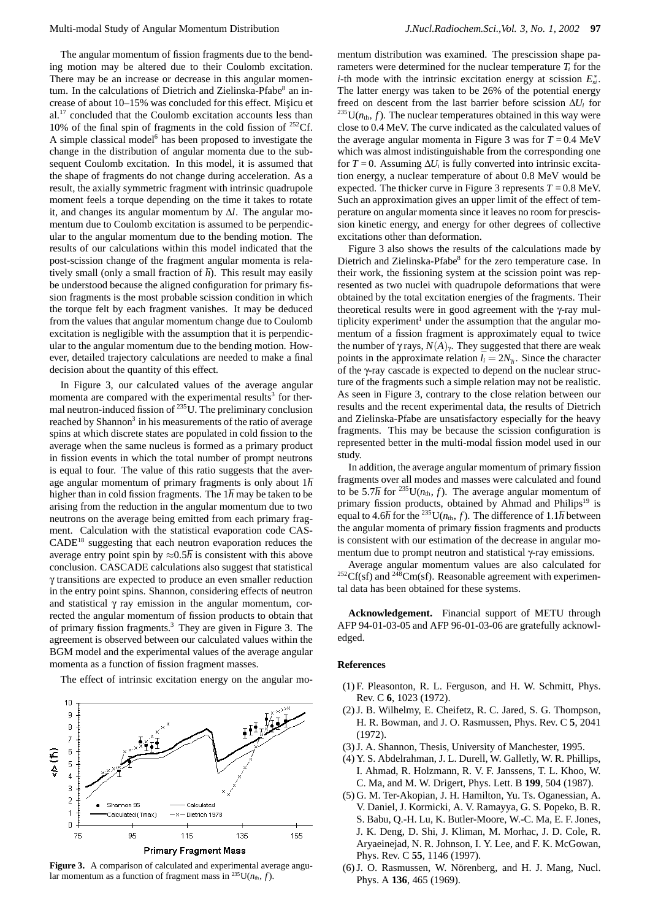The angular momentum of fission fragments due to the bending motion may be altered due to their Coulomb excitation. There may be an increase or decrease in this angular momentum. In the calculations of Dietrich and Zielinska-Pfabe[8] an increase of about 10–15% was concluded for this effect. Mişicu et al.[17] concluded that the Coulomb excitation accounts less than 10% of the final spin of fragments in the cold fission of $^{252}$Cf. A simple classical model[6] has been proposed to investigate the change in the distribution of angular momenta due to the subsequent Coulomb excitation. In this model, it is assumed that the shape of fragments do not change during acceleration. As a result, the axially symmetric fragment with intrinsic quadrupole moment feels a torque depending on the time it takes to rotate it, and changes its angular momentum by $\Delta l$. The angular momentum due to Coulomb excitation is assumed to be perpendicular to the angular momentum due to the bending motion. The results of our calculations within this model indicated that the post-scission change of the fragment angular momenta is relatively small (only a small fraction of $\hbar$). This result may easily be understood because the aligned configuration for primary fission fragments is the most probable scission condition in which the torque felt by each fragment vanishes. It may be deduced from the values that angular momentum change due to Coulomb excitation is negligible with the assumption that it is perpendicular to the angular momentum due to the bending motion. However, detailed trajectory calculations are needed to make a final decision about the quantity of this effect.

In Figure 3, our calculated values of the average angular momenta are compared with the experimental results[3] for thermal neutron-induced fission of $^{235}$U. The preliminary conclusion reached by Shannon[3] in his measurements of the ratio of average spins at which discrete states are populated in cold fission to the average when the same nucleus is formed as a primary product in fission events in which the total number of prompt neutrons is equal to four. The value of this ratio suggests that the average angular momentum of primary fragments is only about $1\hbar$ higher than in cold fission fragments. The $1\hbar$ may be taken to be arising from the reduction in the angular momentum due to two neutrons on the average being emitted from each primary fragment. Calculation with the statistical evaporation code CASCADE[18] suggesting that each neutron evaporation reduces the average entry point spin by $\approx 0.5\hbar$ is consistent with this above conclusion. CASCADE calculations also suggest that statistical γ transitions are expected to produce an even smaller reduction in the entry point spins. Shannon, considering effects of neutron and statistical γ ray emission in the angular momentum, corrected the angular momentum of fission products to obtain that of primary fission fragments.[3] They are given in Figure 3. The agreement is observed between our calculated values within the BGM model and the experimental values of the average angular momenta as a function of fission fragment masses.

The effect of intrinsic excitation energy on the angular momentum distribution was examined. The prescission shape parameters were determined for the nuclear temperature $T_i$ for the $i$-th mode with the intrinsic excitation energy at scission $E^*_{si}$. The latter energy was taken to be 26% of the potential energy freed on descent from the last barrier before scission $\Delta U_i$ for $^{235}$U($n_{\rm th}$, $f$). The nuclear temperatures obtained in this way were close to 0.4 MeV. The curve indicated as the calculated values of the average angular momenta in Figure 3 was for $T = 0.4$ MeV which was almost indistinguishable from the corresponding one for $T = 0$. Assuming $\Delta U_i$ is fully converted into intrinsic excitation energy, a nuclear temperature of about 0.8 MeV would be expected. The thicker curve in Figure 3 represents $T = 0.8$ MeV. Such an approximation gives an upper limit of the effect of temperature on angular momenta since it leaves no room for prescission kinetic energy, and energy for other degrees of collective excitations other than deformation.

Figure 3 also shows the results of the calculations made by Dietrich and Zielinska-Pfabe[8] for the zero temperature case. In their work, the fissioning system at the scission point was represented as two nuclei with quadrupole deformations that were obtained by the total excitation energies of the fragments. Their theoretical results were in good agreement with the γ-ray multiplicity experiment[1] under the assumption that the angular momentum of a fission fragment is approximately equal to twice the number of γ rays, $N(A)_\gamma$. They suggested that there are weak points in the approximate relation $\bar{l}_i = 2N_{\gamma_i}$. Since the character of the γ-ray cascade is expected to depend on the nuclear structure of the fragments such a simple relation may not be realistic. As seen in Figure 3, contrary to the close relation between our results and the recent experimental data, the results of Dietrich and Zielinska-Pfabe are unsatisfactory especially for the heavy fragments. This may be because the scission configuration is represented better in the multi-modal fission model used in our study.

In addition, the average angular momentum of primary fission fragments over all modes and masses were calculated and found to be $5.7\hbar$ for $^{235}$U($n_{\rm th}$, $f$). The average angular momentum of primary fission products, obtained by Ahmad and Philips[19] is equal to $4.6\hbar$ for the $^{235}$U($n_{\rm th}$, $f$). The difference of $1.1\hbar$ between the angular momenta of primary fission fragments and products is consistent with our estimation of the decrease in angular momentum due to prompt neutron and statistical γ-ray emissions.

Average angular momentum values are also calculated for $^{252}$Cf(sf) and $^{248}$Cm(sf). Reasonable agreement with experimental data has been obtained for these systems.

**Figure 3.** A comparison of calculated and experimental average angular momentum as a function of fragment mass in $^{235}$U($n_{\rm th}$, $f$).

**Acknowledgement.** Financial support of METU through AFP 94-01-03-05 and AFP 96-01-03-06 are gratefully acknowledged.

## References

(1) F. Pleasonton, R. L. Ferguson, and H. W. Schmitt, Phys. Rev. C **6**, 1023 (1972).

(2) J. B. Wilhelmy, E. Cheifetz, R. C. Jared, S. G. Thompson, H. R. Bowman, and J. O. Rasmussen, Phys. Rev. C **5**, 2041 (1972).

(3) J. A. Shannon, Thesis, University of Manchester, 1995.

(4) Y. S. Abdelrahman, J. L. Durell, W. Galletly, W. R. Phillips, I. Ahmad, R. Holzmann, R. V. F. Janssens, T. L. Khoo, W. C. Ma, and M. W. Drigert, Phys. Lett. B **199**, 504 (1987).

(5) G. M. Ter-Akopian, J. H. Hamilton, Yu. Ts. Oganessian, A. V. Daniel, J. Kormicki, A. V. Ramayya, G. S. Popeko, B. R. S. Babu, Q.-H. Lu, K. Butler-Moore, W.-C. Ma, E. F. Jones, J. K. Deng, D. Shi, J. Kliman, M. Morhac, J. D. Cole, R. Aryaeinejad, N. R. Johnson, I. Y. Lee, and F. K. McGowan, Phys. Rev. C **55**, 1146 (1997).

(6) J. O. Rasmussen, W. Nörenberg, and H. J. Mang, Nucl. Phys. A **136**, 465 (1969).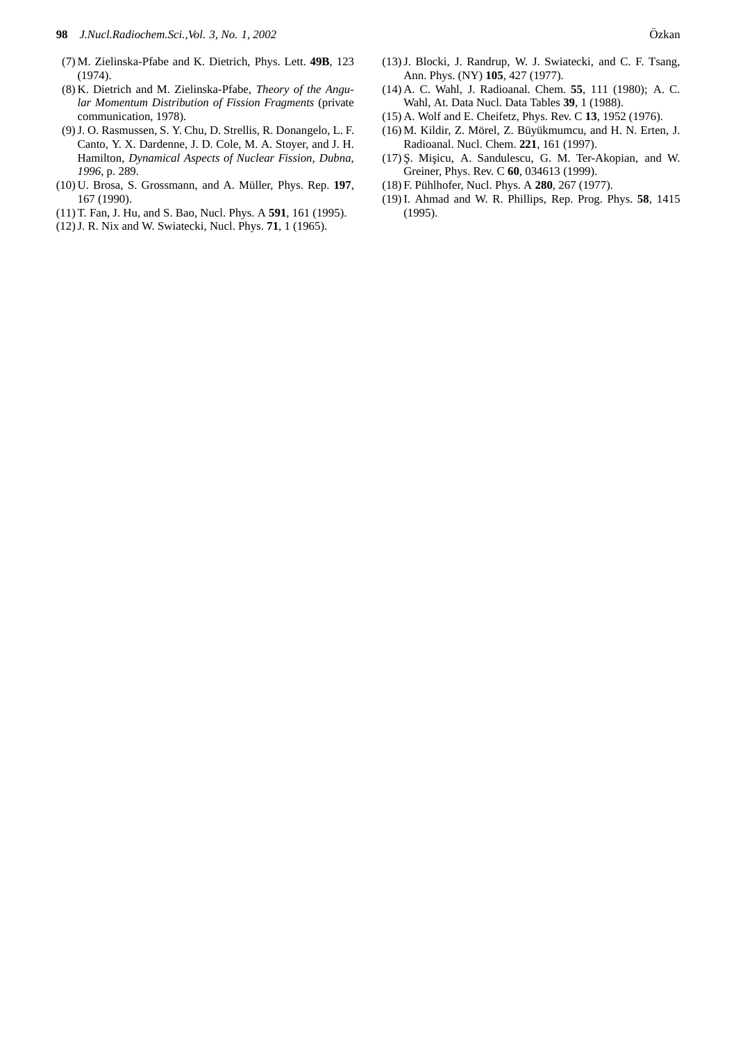(7) M. Zielinska-Pfabe and K. Dietrich, Phys. Lett. **49B**, 123 (1974).

(8) K. Dietrich and M. Zielinska-Pfabe, *Theory of the Angular Momentum Distribution of Fission Fragments* (private communication, 1978).

(9) J. O. Rasmussen, S. Y. Chu, D. Strellis, R. Donangelo, L. F. Canto, Y. X. Dardenne, J. D. Cole, M. A. Stoyer, and J. H. Hamilton, *Dynamical Aspects of Nuclear Fission, Dubna, 1996*, p. 289.

(10) U. Brosa, S. Grossmann, and A. Müller, Phys. Rep. **197**, 167 (1990).

(11) T. Fan, J. Hu, and S. Bao, Nucl. Phys. A **591**, 161 (1995).

(12) J. R. Nix and W. Swiatecki, Nucl. Phys. **71**, 1 (1965).

(13) J. Blocki, J. Randrup, W. J. Swiatecki, and C. F. Tsang, Ann. Phys. (NY) **105**, 427 (1977).

(14) A. C. Wahl, J. Radioanal. Chem. **55**, 111 (1980); A. C. Wahl, At. Data Nucl. Data Tables **39**, 1 (1988).

(15) A. Wolf and E. Cheifetz, Phys. Rev. C **13**, 1952 (1976).

(16) M. Kildir, Z. Mörel, Z. Büyükmumcu, and H. N. Erten, J. Radioanal. Nucl. Chem. **221**, 161 (1997).

(17) Ş. Mişicu, A. Sandulescu, G. M. Ter-Akopian, and W. Greiner, Phys. Rev. C **60**, 034613 (1999).

(18) F. Pühlhofer, Nucl. Phys. A **280**, 267 (1977).

(19) I. Ahmad and W. R. Phillips, Rep. Prog. Phys. **58**, 1415 (1995).